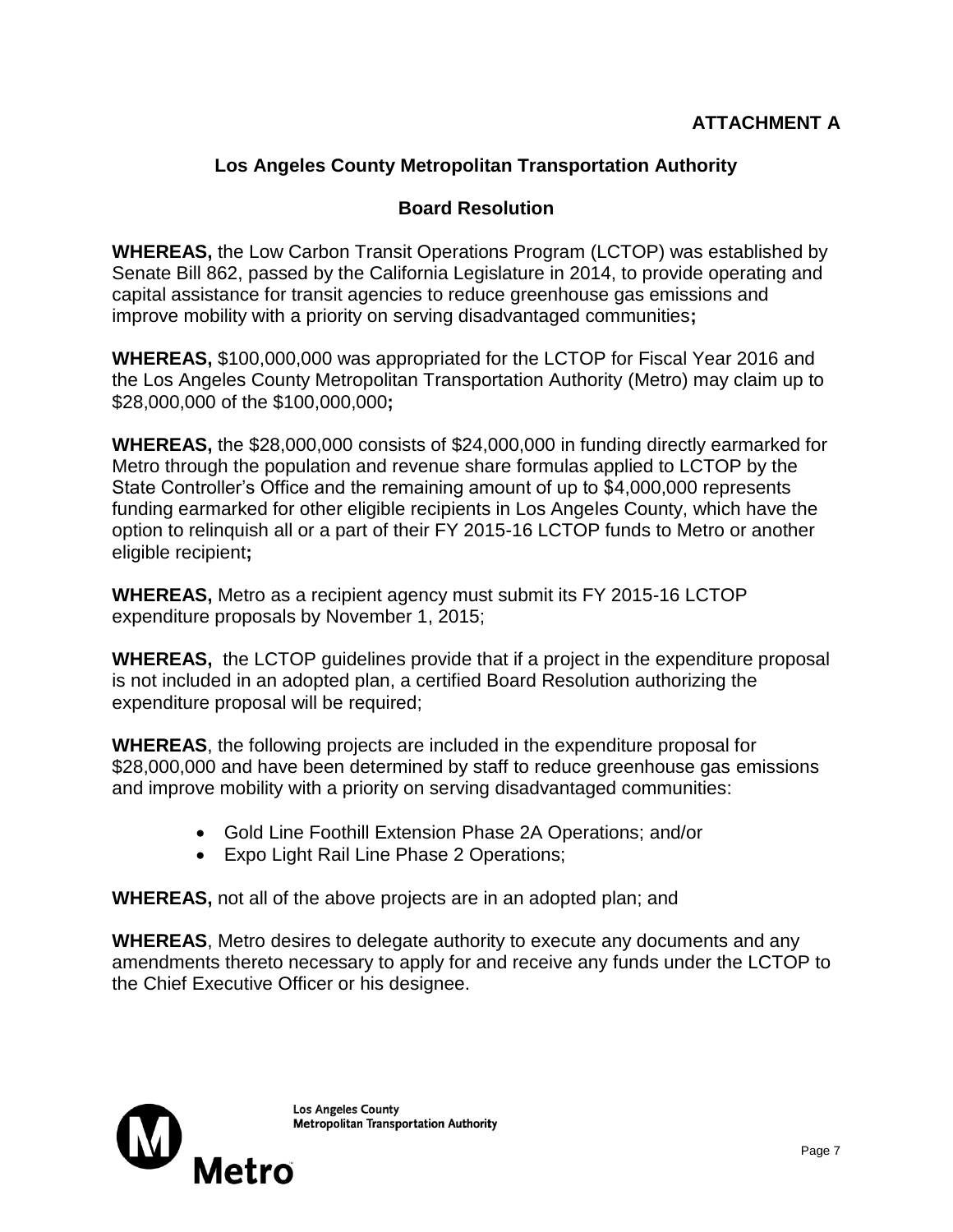**ATTACHMENT A**

## Los Angeles County Metropolitan Transportation Authority

## Board Resolution

**WHEREAS,** the Low Carbon Transit Operations Program (LCTOP) was established by Senate Bill 862, passed by the California Legislature in 2014, to provide operating and capital assistance for transit agencies to reduce greenhouse gas emissions and improve mobility with a priority on serving disadvantaged communities**;**

**WHEREAS,** $100,000,000 was appropriated for the LCTOP for Fiscal Year 2016 and the Los Angeles County Metropolitan Transportation Authority (Metro) may claim up to $28,000,000 of the $100,000,000**;**

**WHEREAS,** the $28,000,000 consists of $24,000,000 in funding directly earmarked for Metro through the population and revenue share formulas applied to LCTOP by the State Controller's Office and the remaining amount of up to $4,000,000 represents funding earmarked for other eligible recipients in Los Angeles County, which have the option to relinquish all or a part of their FY 2015-16 LCTOP funds to Metro or another eligible recipient**;**

**WHEREAS,** Metro as a recipient agency must submit its FY 2015-16 LCTOP expenditure proposals by November 1, 2015;

**WHEREAS,** the LCTOP guidelines provide that if a project in the expenditure proposal is not included in an adopted plan, a certified Board Resolution authorizing the expenditure proposal will be required;

**WHEREAS**, the following projects are included in the expenditure proposal for $28,000,000 and have been determined by staff to reduce greenhouse gas emissions and improve mobility with a priority on serving disadvantaged communities:

- Gold Line Foothill Extension Phase 2A Operations; and/or
- Expo Light Rail Line Phase 2 Operations;

**WHEREAS,** not all of the above projects are in an adopted plan; and

**WHEREAS**, Metro desires to delegate authority to execute any documents and any amendments thereto necessary to apply for and receive any funds under the LCTOP to the Chief Executive Officer or his designee.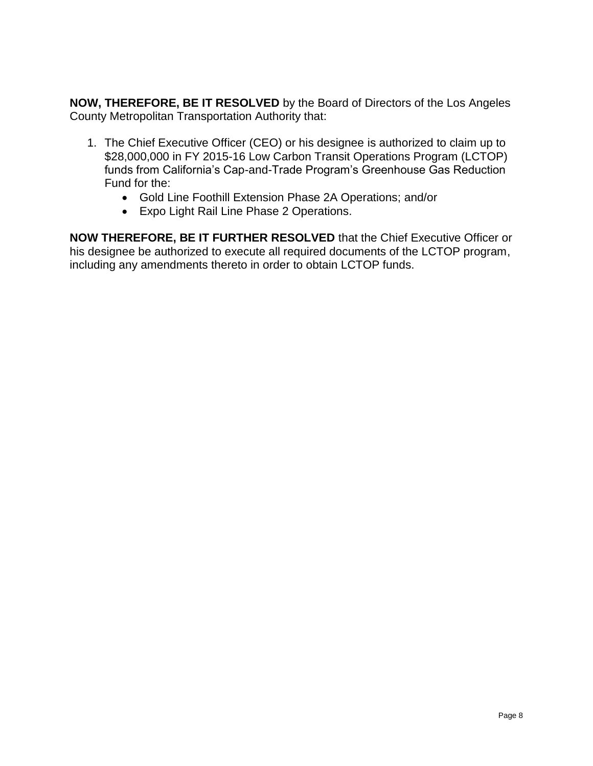**NOW, THEREFORE, BE IT RESOLVED** by the Board of Directors of the Los Angeles County Metropolitan Transportation Authority that:

1. The Chief Executive Officer (CEO) or his designee is authorized to claim up to $28,000,000 in FY 2015-16 Low Carbon Transit Operations Program (LCTOP) funds from California's Cap-and-Trade Program's Greenhouse Gas Reduction Fund for the:
    - Gold Line Foothill Extension Phase 2A Operations; and/or
    - Expo Light Rail Line Phase 2 Operations.

**NOW THEREFORE, BE IT FURTHER RESOLVED** that the Chief Executive Officer or his designee be authorized to execute all required documents of the LCTOP program, including any amendments thereto in order to obtain LCTOP funds.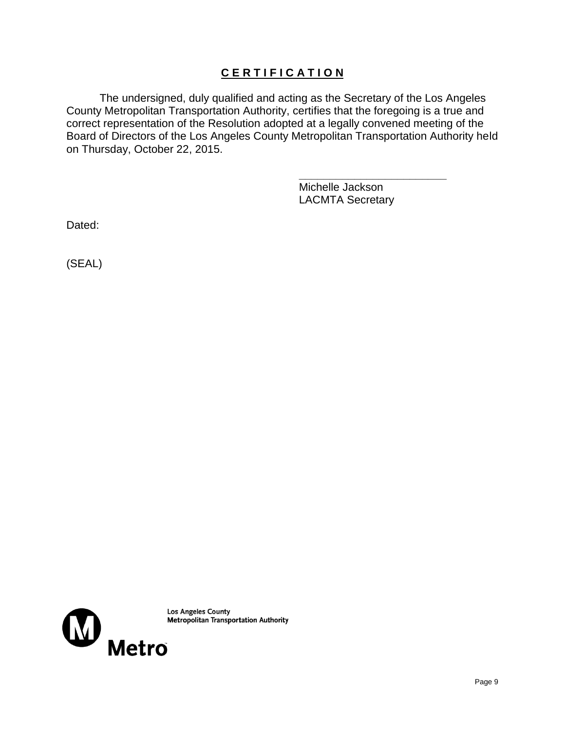## C E R T I F I C A T I O N

The undersigned, duly qualified and acting as the Secretary of the Los Angeles County Metropolitan Transportation Authority, certifies that the foregoing is a true and correct representation of the Resolution adopted at a legally convened meeting of the Board of Directors of the Los Angeles County Metropolitan Transportation Authority held on Thursday, October 22, 2015.

\_\_\_\_\_\_\_\_\_\_\_\_\_\_\_\_\_\_\_\_\_\_\_\_\_\_\_

Michelle Jackson
LACMTA Secretary

Dated:

(SEAL)

Los Angeles County
Metropolitan Transportation Authority

Metro